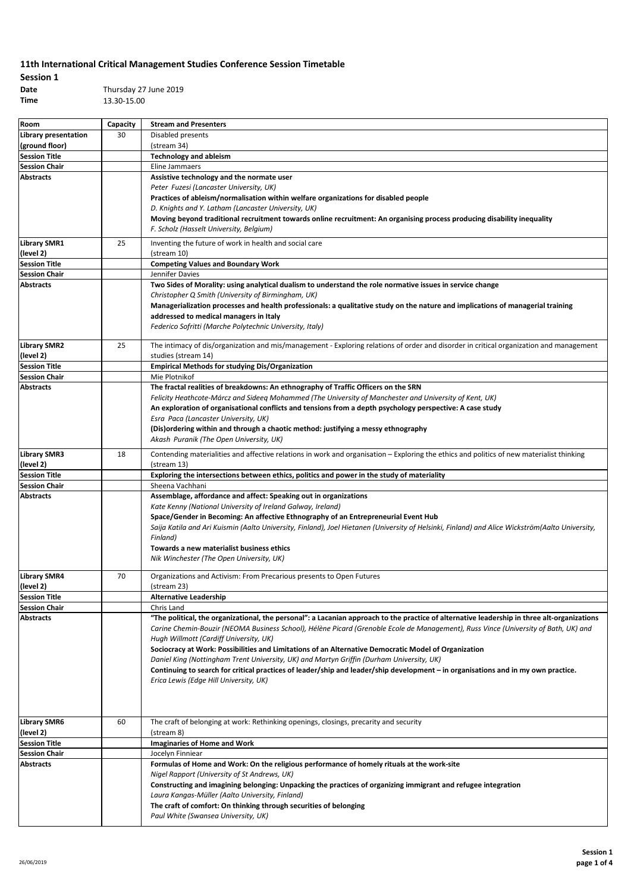# 11th International Critical Management Studies Conference Session Timetable

**Session 1**

**Date** Thursday 27 June 2019

**Time** 13.30-15.00

| Room | Capacity | Stream and Presenters |
|---|---|---|
| **Library presentation (ground floor)** | 30 | Disabled presents (stream 34) |
| **Session Title** | | **Technology and ableism** |
| **Session Chair** | | Eline Jammaers |
| **Abstracts** | | **Assistive technology and the normate user**<br>*Peter Fuzesi (Lancaster University, UK)*<br>**Practices of ableism/normalisation within welfare organizations for disabled people**<br>*D. Knights and Y. Latham (Lancaster University, UK)*<br>**Moving beyond traditional recruitment towards online recruitment: An organising process producing disability inequality**<br>*F. Scholz (Hasselt University, Belgium)* |
| **Library SMR1 (level 2)** | 25 | Inventing the future of work in health and social care (stream 10) |
| **Session Title** | | **Competing Values and Boundary Work** |
| **Session Chair** | | Jennifer Davies |
| **Abstracts** | | **Two Sides of Morality: using analytical dualism to understand the role normative issues in service change**<br>*Christopher Q Smith (University of Birmingham, UK)*<br>**Managerialization processes and health professionals: a qualitative study on the nature and implications of managerial training addressed to medical managers in Italy**<br>*Federico Sofritti (Marche Polytechnic University, Italy)* |
| **Library SMR2 (level 2)** | 25 | The intimacy of dis/organization and mis/management - Exploring relations of order and disorder in critical organization and management studies (stream 14) |
| **Session Title** | | **Empirical Methods for studying Dis/Organization** |
| **Session Chair** | | Mie Plotnikof |
| **Abstracts** | | **The fractal realities of breakdowns: An ethnography of Traffic Officers on the SRN**<br>*Felicity Heathcote-Márcz and Sideeq Mohammed (The University of Manchester and University of Kent, UK)*<br>**An exploration of organisational conflicts and tensions from a depth psychology perspective: A case study**<br>*Esra Paca (Lancaster University, UK)*<br>**(Dis)ordering within and through a chaotic method: justifying a messy ethnography**<br>*Akash Puranik (The Open University, UK)* |
| **Library SMR3 (level 2)** | 18 | Contending materialities and affective relations in work and organisation – Exploring the ethics and politics of new materialist thinking (stream 13) |
| **Session Title** | | **Exploring the intersections between ethics, politics and power in the study of materiality** |
| **Session Chair** | | Sheena Vachhani |
| **Abstracts** | | **Assemblage, affordance and affect: Speaking out in organizations**<br>*Kate Kenny (National University of Ireland Galway, Ireland)*<br>**Space/Gender in Becoming: An affective Ethnography of an Entrepreneurial Event Hub**<br>*Saija Katila and Ari Kuismin (Aalto University, Finland), Joel Hietanen (University of Helsinki, Finland) and Alice Wickström(Aalto University, Finland)*<br>**Towards a new materialist business ethics**<br>*Nik Winchester (The Open University, UK)* |
| **Library SMR4 (level 2)** | 70 | Organizations and Activism: From Precarious presents to Open Futures (stream 23) |
| **Session Title** | | **Alternative Leadership** |
| **Session Chair** | | Chris Land |
| **Abstracts** | | **"The political, the organizational, the personal": a Lacanian approach to the practice of alternative leadership in three alt-organizations**<br>*Carine Chemin-Bouzir (NEOMA Business School), Hélène Picard (Grenoble Ecole de Management), Russ Vince (University of Bath, UK) and Hugh Willmott (Cardiff University, UK)*<br>**Sociocracy at Work: Possibilities and Limitations of an Alternative Democratic Model of Organization**<br>*Daniel King (Nottingham Trent University, UK) and Martyn Griffin (Durham University, UK)*<br>**Continuing to search for critical practices of leader/ship and leader/ship development – in organisations and in my own practice.**<br>*Erica Lewis (Edge Hill University, UK)* |
| **Library SMR6 (level 2)** | 60 | The craft of belonging at work: Rethinking openings, closings, precarity and security (stream 8) |
| **Session Title** | | **Imaginaries of Home and Work** |
| **Session Chair** | | Jocelyn Finniear |
| **Abstracts** | | **Formulas of Home and Work: On the religious performance of homely rituals at the work-site**<br>*Nigel Rapport (University of St Andrews, UK)*<br>**Constructing and imagining belonging: Unpacking the practices of organizing immigrant and refugee integration**<br>*Laura Kangas-Müller (Aalto University, Finland)*<br>**The craft of comfort: On thinking through securities of belonging**<br>*Paul White (Swansea University, UK)* |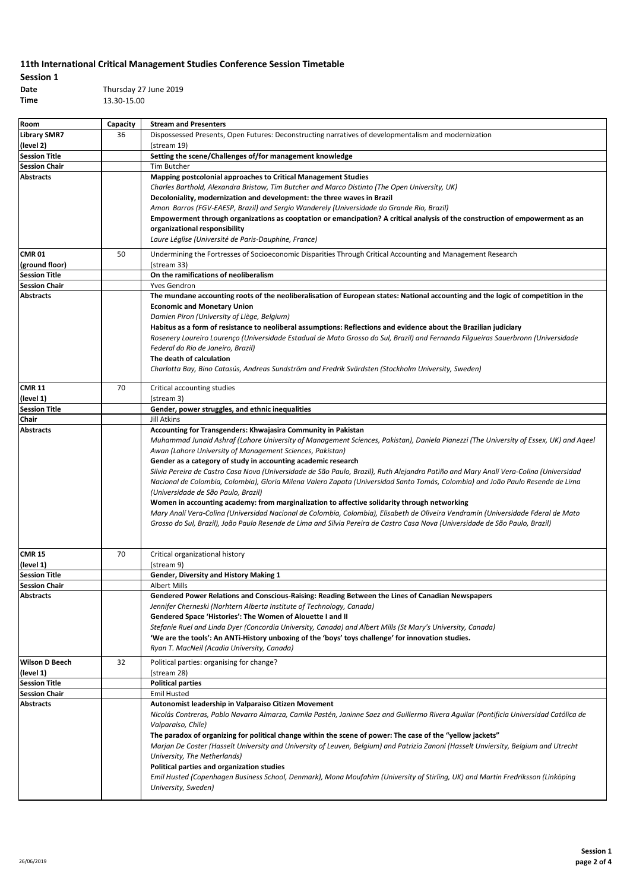# 11th International Critical Management Studies Conference Session Timetable

**Session 1**

**Date** Thursday 27 June 2019

**Time** 13.30-15.00

| Room | Capacity | Stream and Presenters |
|---|---|---|
| **Library SMR7 (level 2)** | 36 | Dispossessed Presents, Open Futures: Deconstructing narratives of developmentalism and modernization (stream 19) |
| **Session Title** | | **Setting the scene/Challenges of/for management knowledge** |
| **Session Chair** | | Tim Butcher |
| **Abstracts** | | **Mapping postcolonial approaches to Critical Management Studies**<br>*Charles Barthold, Alexandra Bristow, Tim Butcher and Marco Distinto (The Open University, UK)*<br>**Decoloniality, modernization and development: the three waves in Brazil**<br>*Amon Barros (FGV-EAESP, Brazil) and Sergio Wanderely (Universidade do Grande Rio, Brazil)*<br>**Empowerment through organizations as cooptation or emancipation? A critical analysis of the construction of empowerment as an organizational responsibility**<br>*Laure Léglise (Université de Paris-Dauphine, France)* |
| **CMR 01 (ground floor)** | 50 | Undermining the Fortresses of Socioeconomic Disparities Through Critical Accounting and Management Research (stream 33) |
| **Session Title** | | **On the ramifications of neoliberalism** |
| **Session Chair** | | Yves Gendron |
| **Abstracts** | | **The mundane accounting roots of the neoliberalisation of European states: National accounting and the logic of competition in the Economic and Monetary Union**<br>*Damien Piron (University of Liège, Belgium)*<br>**Habitus as a form of resistance to neoliberal assumptions: Reflections and evidence about the Brazilian judiciary**<br>*Rosenery Loureiro Lourenço (Universidade Estadual de Mato Grosso do Sul, Brazil) and Fernanda Filgueiras Sauerbronn (Universidade Federal do Rio de Janeiro, Brazil)*<br>**The death of calculation**<br>*Charlotta Bay, Bino Catasús, Andreas Sundström and Fredrik Svärdsten (Stockholm University, Sweden)* |
| **CMR 11 (level 1)** | 70 | Critical accounting studies (stream 3) |
| **Session Title** | | **Gender, power struggles, and ethnic inequalities** |
| **Chair** | | Jill Atkins |
| **Abstracts** | | **Accounting for Transgenders: Khwajasira Community in Pakistan**<br>*Muhammad Junaid Ashraf (Lahore University of Management Sciences, Pakistan), Daniela Pianezzi (The University of Essex, UK) and Aqeel Awan (Lahore University of Management Sciences, Pakistan)*<br>**Gender as a category of study in accounting academic research**<br>*Silvia Pereira de Castro Casa Nova (Universidade de São Paulo, Brazil), Ruth Alejandra Patiño and Mary Analí Vera-Colina (Universidad Nacional de Colombia, Colombia), Gloria Milena Valero Zapata (Universidad Santo Tomás, Colombia) and João Paulo Resende de Lima (Universidade de São Paulo, Brazil)*<br>**Women in accounting academy: from marginalization to affective solidarity through networking**<br>*Mary Analí Vera-Colina (Universidad Nacional de Colombia, Colombia), Elisabeth de Oliveira Vendramin (Universidade Fderal de Mato Grosso do Sul, Brazil), João Paulo Resende de Lima and Silvia Pereira de Castro Casa Nova (Universidade de São Paulo, Brazil)* |
| **CMR 15 (level 1)** | 70 | Critical organizational history (stream 9) |
| **Session Title** | | **Gender, Diversity and History Making 1** |
| **Session Chair** | | Albert Mills |
| **Abstracts** | | **Gendered Power Relations and Conscious-Raising: Reading Between the Lines of Canadian Newspapers**<br>*Jennifer Cherneski (Norhtern Alberta Institute of Technology, Canada)*<br>**Gendered Space 'Histories': The Women of Alouette I and II**<br>*Stefanie Ruel and Linda Dyer (Concordia University, Canada) and Albert Mills (St Mary's University, Canada)*<br>**'We are the tools': An ANTi-History unboxing of the 'boys' toys challenge' for innovation studies.**<br>*Ryan T. MacNeil (Acadia University, Canada)* |
| **Wilson D Beech (level 1)** | 32 | Political parties: organising for change? (stream 28) |
| **Session Title** | | **Political parties** |
| **Session Chair** | | Emil Husted |
| **Abstracts** | | **Autonomist leadership in Valparaiso Citizen Movement**<br>*Nicolás Contreras, Pablo Navarro Almarza, Camila Pastén, Janinne Saez and Guillermo Rivera Aguilar (Pontificia Universidad Católica de Valparaíso, Chile)*<br>**The paradox of organizing for political change within the scene of power: The case of the "yellow jackets"**<br>*Marjan De Coster (Hasselt University and University of Leuven, Belgium) and Patrizia Zanoni (Hasselt Unviersity, Belgium and Utrecht University, The Netherlands)*<br>**Political parties and organization studies**<br>*Emil Husted (Copenhagen Business School, Denmark), Mona Moufahim (University of Stirling, UK) and Martin Fredriksson (Linköping University, Sweden)* |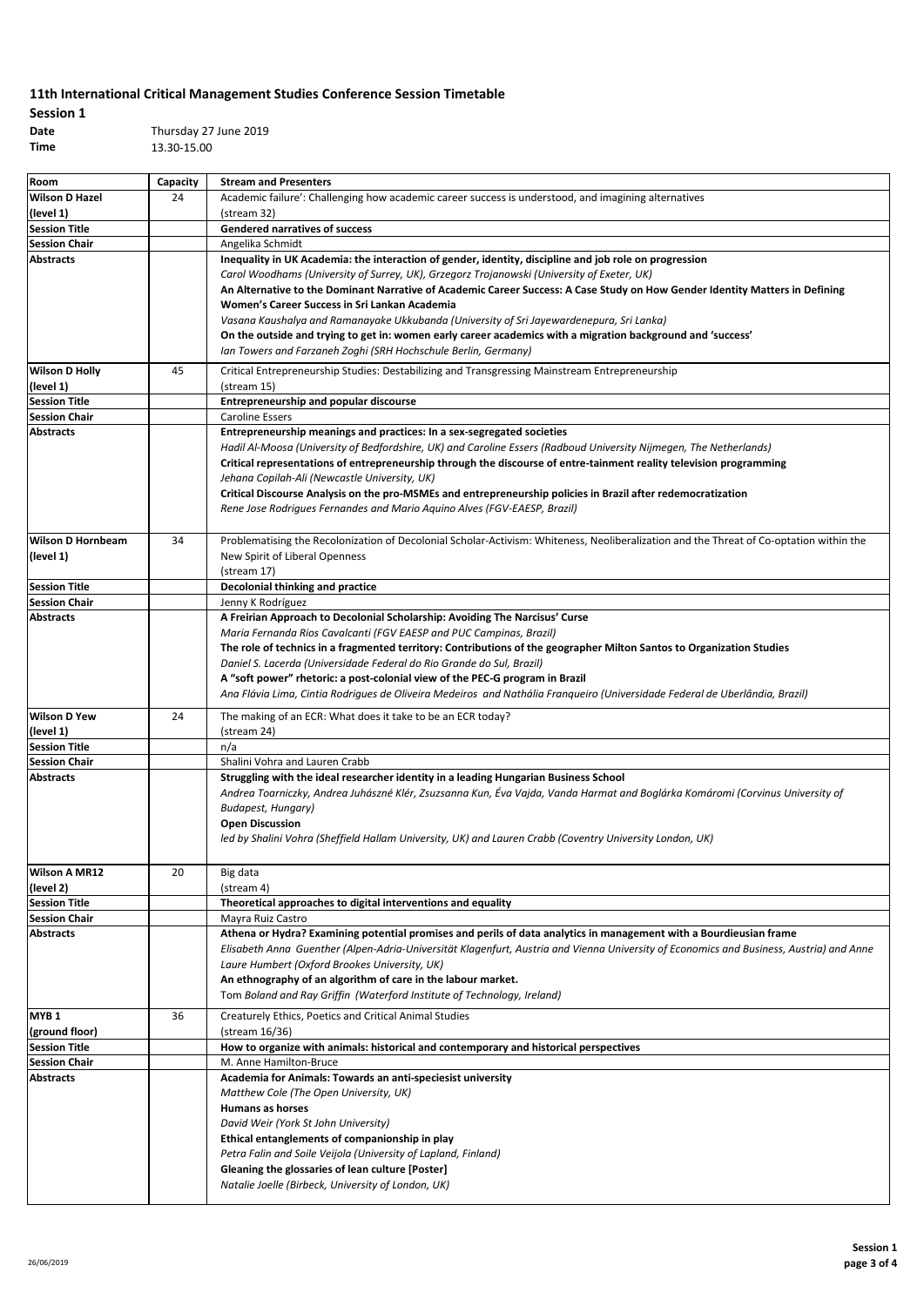## 11th International Critical Management Studies Conference Session Timetable

**Session 1**

**Date** Thursday 27 June 2019

**Time** 13.30-15.00

| Room | Capacity | Stream and Presenters |
|---|---|---|
| **Wilson D Hazel (level 1)** | 24 | Academic failure': Challenging how academic career success is understood, and imagining alternatives (stream 32) |
| **Session Title** | | **Gendered narratives of success** |
| **Session Chair** | | Angelika Schmidt |
| **Abstracts** | | **Inequality in UK Academia: the interaction of gender, identity, discipline and job role on progression**<br>*Carol Woodhams (University of Surrey, UK), Grzegorz Trojanowski (University of Exeter, UK)*<br>**An Alternative to the Dominant Narrative of Academic Career Success: A Case Study on How Gender Identity Matters in Defining Women's Career Success in Sri Lankan Academia**<br>*Vasana Kaushalya and Ramanayake Ukkubanda (University of Sri Jayewardenepura, Sri Lanka)*<br>**On the outside and trying to get in: women early career academics with a migration background and 'success'**<br>*Ian Towers and Farzaneh Zoghi (SRH Hochschule Berlin, Germany)* |
| **Wilson D Holly (level 1)** | 45 | Critical Entrepreneurship Studies: Destabilizing and Transgressing Mainstream Entrepreneurship (stream 15) |
| **Session Title** | | **Entrepreneurship and popular discourse** |
| **Session Chair** | | Caroline Essers |
| **Abstracts** | | **Entrepreneurship meanings and practices: In a sex-segregated societies**<br>*Hadil Al-Moosa (University of Bedfordshire, UK) and Caroline Essers (Radboud University Nijmegen, The Netherlands)*<br>**Critical representations of entrepreneurship through the discourse of entre-tainment reality television programming**<br>*Jehana Copilah-Ali (Newcastle University, UK)*<br>**Critical Discourse Analysis on the pro-MSMEs and entrepreneurship policies in Brazil after redemocratization**<br>*Rene Jose Rodrigues Fernandes and Mario Aquino Alves (FGV-EAESP, Brazil)* |
| **Wilson D Hornbeam (level 1)** | 34 | Problematising the Recolonization of Decolonial Scholar-Activism: Whiteness, Neoliberalization and the Threat of Co-optation within the New Spirit of Liberal Openness (stream 17) |
| **Session Title** | | **Decolonial thinking and practice** |
| **Session Chair** | | Jenny K Rodríguez |
| **Abstracts** | | **A Freirian Approach to Decolonial Scholarship: Avoiding The Narcissus' Curse**<br>*Maria Fernanda Rios Cavalcanti (FGV EAESP and PUC Campinas, Brazil)*<br>**The role of technics in a fragmented territory: Contributions of the geographer Milton Santos to Organization Studies**<br>*Daniel S. Lacerda (Universidade Federal do Rio Grande do Sul, Brazil)*<br>**A "soft power" rhetoric: a post-colonial view of the PEC-G program in Brazil**<br>*Ana Flávia Lima, Cintia Rodrigues de Oliveira Medeiros and Nathália Franqueiro (Universidade Federal de Uberlândia, Brazil)* |
| **Wilson D Yew (level 1)** | 24 | The making of an ECR: What does it take to be an ECR today? (stream 24) |
| **Session Title** | | n/a |
| **Session Chair** | | Shalini Vohra and Lauren Crabb |
| **Abstracts** | | **Struggling with the ideal researcher identity in a leading Hungarian Business School**<br>*Andrea Toarniczky, Andrea Juhászné Klér, Zsuzsanna Kun, Éva Vajda, Vanda Harmat and Boglárka Komáromi (Corvinus University of Budapest, Hungary)*<br>**Open Discussion**<br>*led by Shalini Vohra (Sheffield Hallam University, UK) and Lauren Crabb (Coventry University London, UK)* |
| **Wilson A MR12 (level 2)** | 20 | Big data (stream 4) |
| **Session Title** | | **Theoretical approaches to digital interventions and equality** |
| **Session Chair** | | Mayra Ruiz Castro |
| **Abstracts** | | **Athena or Hydra? Examining potential promises and perils of data analytics in management with a Bourdieusian frame**<br>*Elisabeth Anna Guenther (Alpen-Adria-Universität Klagenfurt, Austria and Vienna University of Economics and Business, Austria) and Anne Laure Humbert (Oxford Brookes University, UK)*<br>**An ethnography of an algorithm of care in the labour market.**<br>Tom *Boland and Ray Griffin (Waterford Institute of Technology, Ireland)* |
| **MYB 1 (ground floor)** | 36 | Creaturely Ethics, Poetics and Critical Animal Studies (stream 16/36) |
| **Session Title** | | **How to organize with animals: historical and contemporary and historical perspectives** |
| **Session Chair** | | M. Anne Hamilton-Bruce |
| **Abstracts** | | **Academia for Animals: Towards an anti-speciesist university**<br>*Matthew Cole (The Open University, UK)*<br>**Humans as horses**<br>*David Weir (York St John University)*<br>**Ethical entanglements of companionship in play**<br>*Petra Falin and Soile Veijola (University of Lapland, Finland)*<br>**Gleaning the glossaries of lean culture [Poster]**<br>*Natalie Joelle (Birbeck, University of London, UK)* |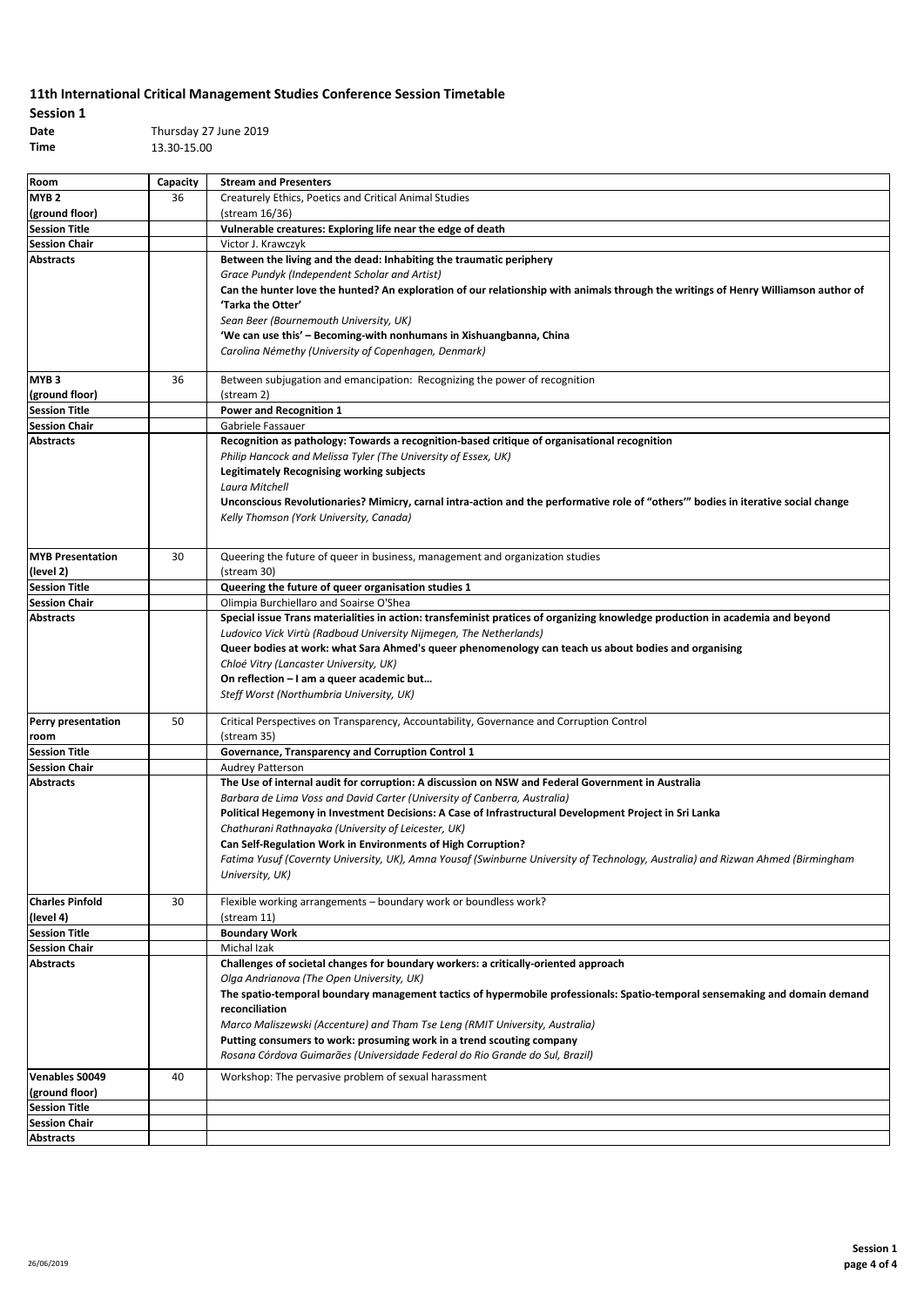## 11th International Critical Management Studies Conference Session Timetable

**Session 1**

**Date** Thursday 27 June 2019
**Time** 13.30-15.00

| Room | Capacity | Stream and Presenters |
|---|---|---|
| **MYB 2 (ground floor)** | 36 | Creaturely Ethics, Poetics and Critical Animal Studies (stream 16/36) |
| **Session Title** | | **Vulnerable creatures: Exploring life near the edge of death** |
| **Session Chair** | | Victor J. Krawczyk |
| **Abstracts** | | **Between the living and the dead: Inhabiting the traumatic periphery** *Grace Pundyk (Independent Scholar and Artist)* **Can the hunter love the hunted? An exploration of our relationship with animals through the writings of Henry Williamson author of 'Tarka the Otter'** *Sean Beer (Bournemouth University, UK)* **'We can use this' – Becoming-with nonhumans in Xishuangbanna, China** *Carolina Némethy (University of Copenhagen, Denmark)* |
| **MYB 3 (ground floor)** | 36 | Between subjugation and emancipation: Recognizing the power of recognition (stream 2) |
| **Session Title** | | **Power and Recognition 1** |
| **Session Chair** | | Gabriele Fassauer |
| **Abstracts** | | **Recognition as pathology: Towards a recognition-based critique of organisational recognition** *Philip Hancock and Melissa Tyler (The University of Essex, UK)* **Legitimately Recognising working subjects** *Laura Mitchell* **Unconscious Revolutionaries? Mimicry, carnal intra-action and the performative role of "others'" bodies in iterative social change** *Kelly Thomson (York University, Canada)* |
| **MYB Presentation (level 2)** | 30 | Queering the future of queer in business, management and organization studies (stream 30) |
| **Session Title** | | **Queering the future of queer organisation studies 1** |
| **Session Chair** | | Olimpia Burchiellaro and Soairse O'Shea |
| **Abstracts** | | **Special issue Trans materialities in action: transfeminist pratices of organizing knowledge production in academia and beyond** *Ludovico Vick Virtù (Radboud University Nijmegen, The Netherlands)* **Queer bodies at work: what Sara Ahmed's queer phenomenology can teach us about bodies and organising** *Chloé Vitry (Lancaster University, UK)* **On reflection – I am a queer academic but…** *Steff Worst (Northumbria University, UK)* |
| **Perry presentation room** | 50 | Critical Perspectives on Transparency, Accountability, Governance and Corruption Control (stream 35) |
| **Session Title** | | **Governance, Transparency and Corruption Control 1** |
| **Session Chair** | | Audrey Patterson |
| **Abstracts** | | **The Use of internal audit for corruption: A discussion on NSW and Federal Government in Australia** *Barbara de Lima Voss and David Carter (University of Canberra, Australia)* **Political Hegemony in Investment Decisions: A Case of Infrastructural Development Project in Sri Lanka** *Chathurani Rathnayaka (University of Leicester, UK)* **Can Self-Regulation Work in Environments of High Corruption?** *Fatima Yusuf (Covernty University, UK), Amna Yousaf (Swinburne University of Technology, Australia) and Rizwan Ahmed (Birmingham University, UK)* |
| **Charles Pinfold (level 4)** | 30 | Flexible working arrangements – boundary work or boundless work? (stream 11) |
| **Session Title** | | **Boundary Work** |
| **Session Chair** | | Michal Izak |
| **Abstracts** | | **Challenges of societal changes for boundary workers: a critically-oriented approach** *Olga Andrianova (The Open University, UK)* **The spatio-temporal boundary management tactics of hypermobile professionals: Spatio-temporal sensemaking and domain demand reconciliation** *Marco Maliszewski (Accenture) and Tham Tse Leng (RMIT University, Australia)* **Putting consumers to work: prosuming work in a trend scouting company** *Rosana Córdova Guimarães (Universidade Federal do Rio Grande do Sul, Brazil)* |
| **Venables S0049 (ground floor)** | 40 | Workshop: The pervasive problem of sexual harassment |
| **Session Title** | | |
| **Session Chair** | | |
| **Abstracts** | | |